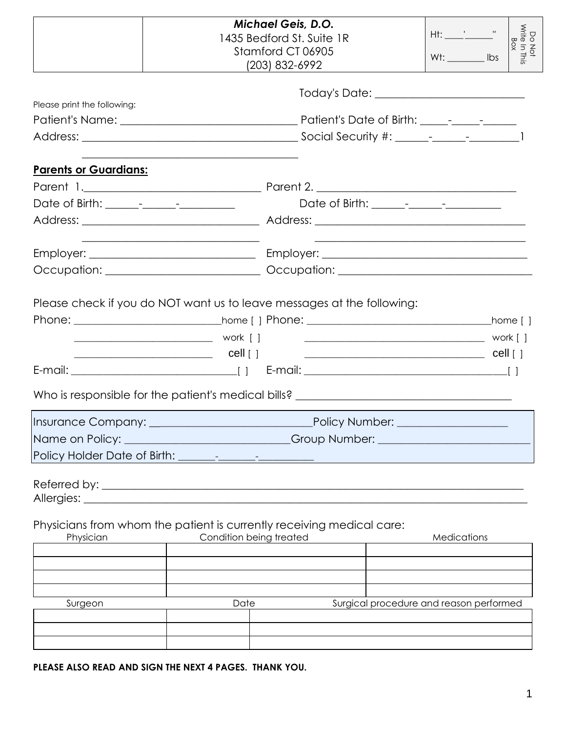| | **_Michael Geis, D.O._**<br>1435 Bedford St. Suite 1R<br>Stamford CT 06905<br>(203) 832-6992 | Ht: ____'______"<br><br>Wt: ________ lbs | Do Not Write In This Box |
|---|---|---|---|

Today's Date: ___________________________

Please print the following:

Patient's Name: _______________________________ Patient's Date of Birth: _____-_____-______

Address: ______________________________________ Social Security #: ______-______-_________1

_______________________________________

**Parents or Guardians:**

Parent 1.________________________________ Parent 2. ___________________________________

Date of Birth: ______-______-__________ Date of Birth: ______-______-__________

Address: ________________________________ Address: _____________________________________

________________________________ _____________________________________

Employer: ______________________________ Employer: ____________________________________

Occupation: ____________________________ Occupation: __________________________________

Please check if you do NOT want us to leave messages at the following:

Phone: __________________________home [ ] Phone: __________________________________home [ ]

__________________________ work [ ] __________________________________ work [ ]

__________________________ cell [ ] __________________________________ cell [ ]

E-mail: ______________________________[ ] E-mail: _____________________________________[ ]

Who is responsible for the patient's medical bills? _______________________________________

Insurance Company: ____________________________Policy Number: ___________________

Name on Policy: _____________________________Group Number: ___________________________

Policy Holder Date of Birth: _______-_______-__________

Referred by: _____________________________________________________________________________

Allergies: _______________________________________________________________________________

Physicians from whom the patient is currently receiving medical care:

| Physician | Condition being treated | Medications |
|---|---|---|
| | | |
| | | |
| | | |

| Surgeon | Date | Surgical procedure and reason performed |
|---|---|---|
| | | |
| | | |
| | | |

**PLEASE ALSO READ AND SIGN THE NEXT 4 PAGES. THANK YOU.**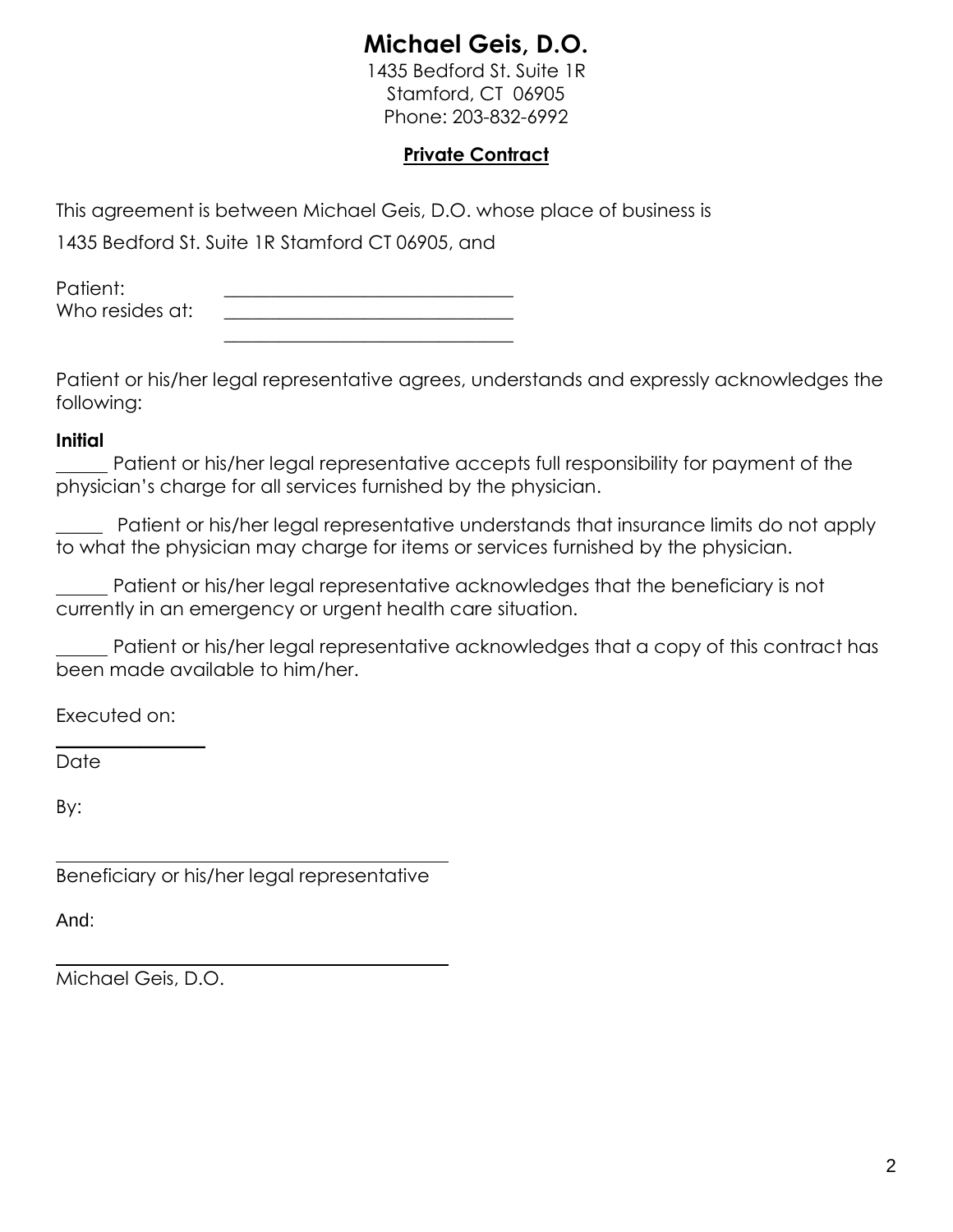# Michael Geis, D.O.

1435 Bedford St. Suite 1R
Stamford, CT 06905
Phone: 203-832-6992

## Private Contract

This agreement is between Michael Geis, D.O. whose place of business is

1435 Bedford St. Suite 1R Stamford CT 06905, and

Patient: ______________________________
Who resides at: ______________________________
______________________________

Patient or his/her legal representative agrees, understands and expressly acknowledges the following:

**Initial**

_____ Patient or his/her legal representative accepts full responsibility for payment of the physician's charge for all services furnished by the physician.

_____ Patient or his/her legal representative understands that insurance limits do not apply to what the physician may charge for items or services furnished by the physician.

_____ Patient or his/her legal representative acknowledges that the beneficiary is not currently in an emergency or urgent health care situation.

_____ Patient or his/her legal representative acknowledges that a copy of this contract has been made available to him/her.

Executed on:

_______________
Date

By:

________________________________________
Beneficiary or his/her legal representative

And:

________________________________________
Michael Geis, D.O.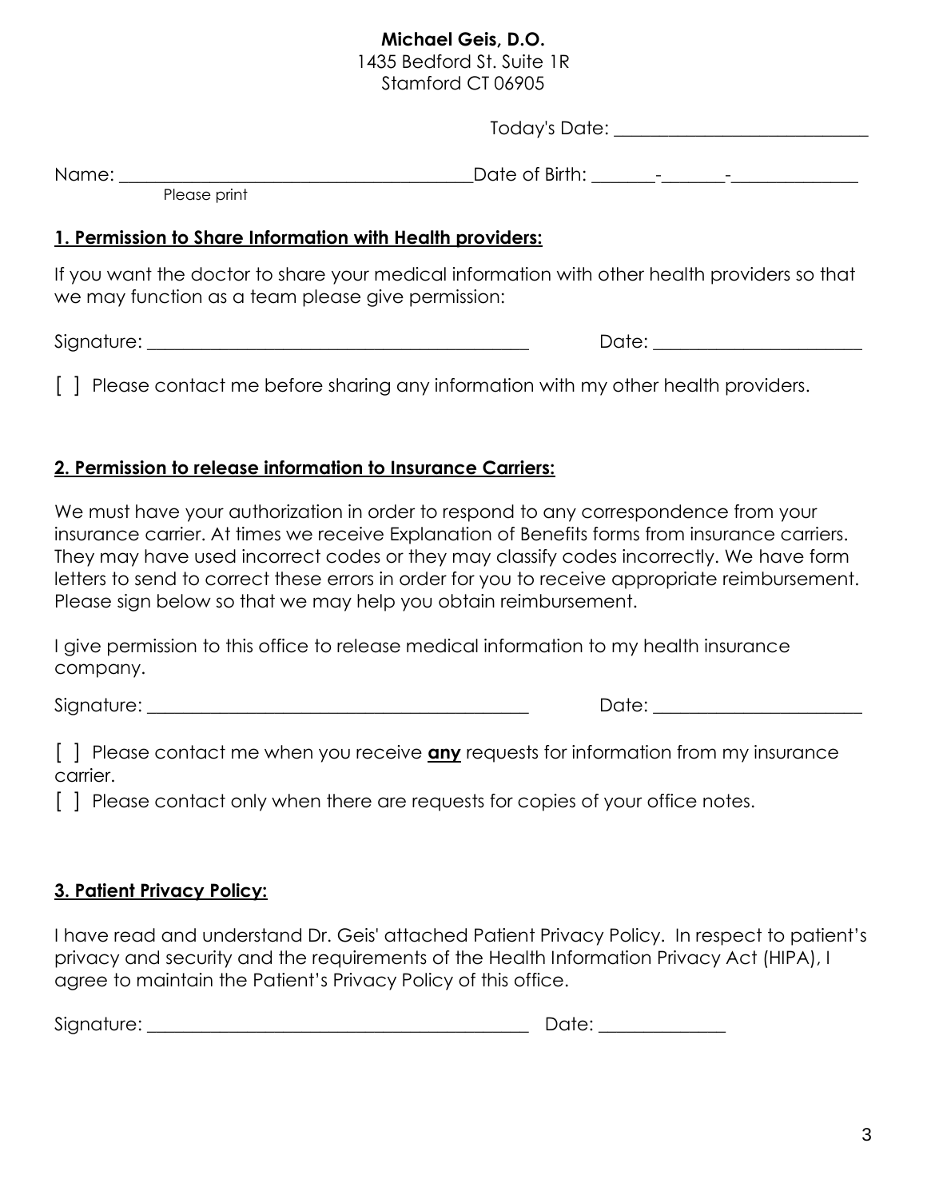**Michael Geis, D.O.**
1435 Bedford St. Suite 1R
Stamford CT 06905

Today's Date: ___________________________

Name: _______________________________________ Date of Birth: _______-_______-______________
Please print

## 1. Permission to Share Information with Health providers:

If you want the doctor to share your medical information with other health providers so that we may function as a team please give permission:

Signature: ___________________________________________ Date: _______________________

[ ] Please contact me before sharing any information with my other health providers.

## 2. Permission to release information to Insurance Carriers:

We must have your authorization in order to respond to any correspondence from your insurance carrier. At times we receive Explanation of Benefits forms from insurance carriers. They may have used incorrect codes or they may classify codes incorrectly. We have form letters to send to correct these errors in order for you to receive appropriate reimbursement. Please sign below so that we may help you obtain reimbursement.

I give permission to this office to release medical information to my health insurance company.

Signature: ___________________________________________ Date: _______________________

[ ] Please contact me when you receive **any** requests for information from my insurance carrier.

[ ] Please contact only when there are requests for copies of your office notes.

## 3. Patient Privacy Policy:

I have read and understand Dr. Geis' attached Patient Privacy Policy. In respect to patient's privacy and security and the requirements of the Health Information Privacy Act (HIPA), I agree to maintain the Patient's Privacy Policy of this office.

Signature: ___________________________________________ Date: ______________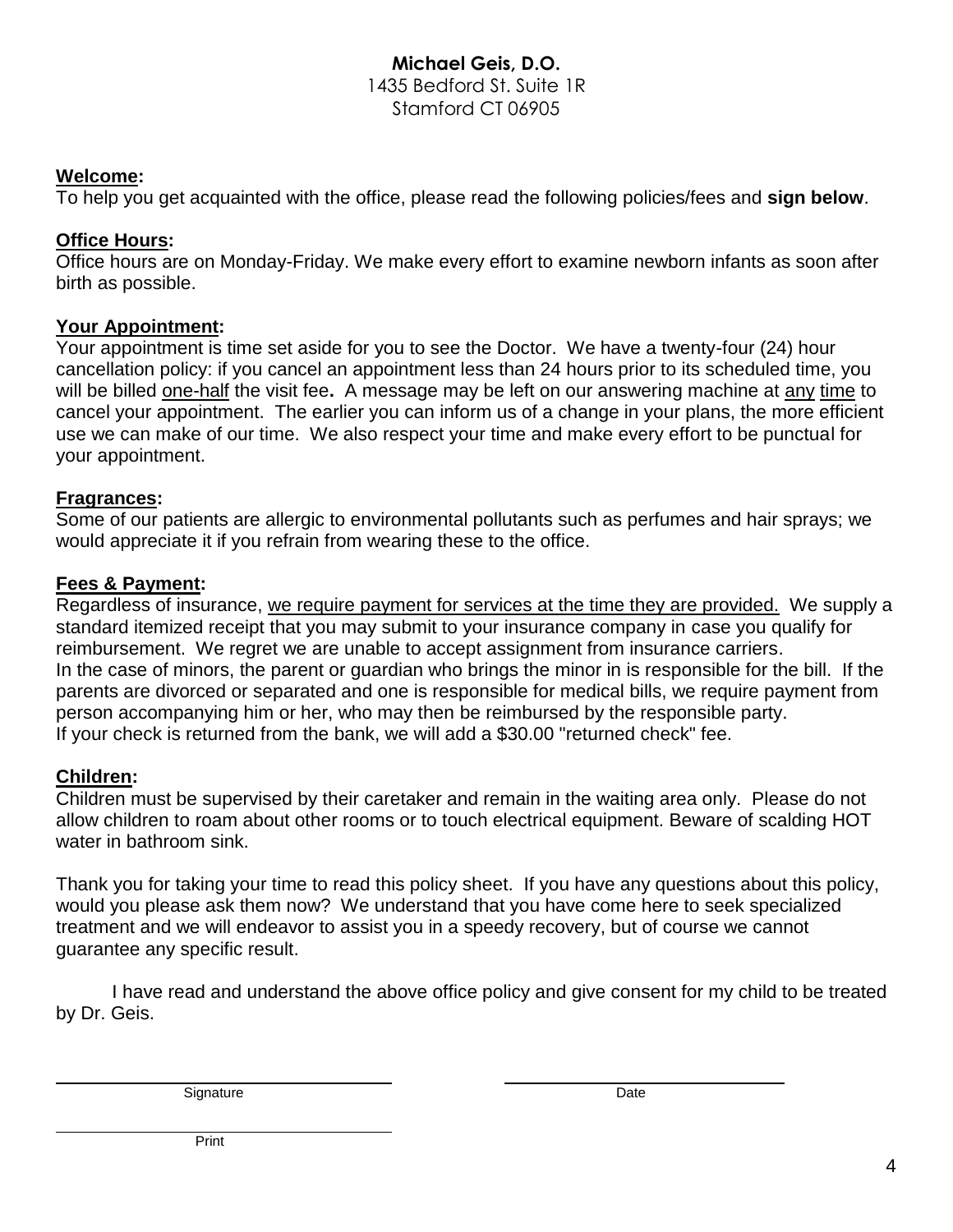**Michael Geis, D.O.**
1435 Bedford St. Suite 1R
Stamford CT 06905

**Welcome:**
To help you get acquainted with the office, please read the following policies/fees and **sign below**.

**Office Hours:**
Office hours are on Monday-Friday. We make every effort to examine newborn infants as soon after birth as possible.

**Your Appointment:**
Your appointment is time set aside for you to see the Doctor. We have a twenty-four (24) hour cancellation policy: if you cancel an appointment less than 24 hours prior to its scheduled time, you will be billed one-half the visit fee**.** A message may be left on our answering machine at any time to cancel your appointment. The earlier you can inform us of a change in your plans, the more efficient use we can make of our time. We also respect your time and make every effort to be punctual for your appointment.

**Fragrances:**
Some of our patients are allergic to environmental pollutants such as perfumes and hair sprays; we would appreciate it if you refrain from wearing these to the office.

**Fees & Payment:**
Regardless of insurance, we require payment for services at the time they are provided. We supply a standard itemized receipt that you may submit to your insurance company in case you qualify for reimbursement. We regret we are unable to accept assignment from insurance carriers.
In the case of minors, the parent or guardian who brings the minor in is responsible for the bill. If the parents are divorced or separated and one is responsible for medical bills, we require payment from person accompanying him or her, who may then be reimbursed by the responsible party.
If your check is returned from the bank, we will add a $30.00 "returned check" fee.

**Children:**
Children must be supervised by their caretaker and remain in the waiting area only. Please do not allow children to roam about other rooms or to touch electrical equipment. Beware of scalding HOT water in bathroom sink.

Thank you for taking your time to read this policy sheet. If you have any questions about this policy, would you please ask them now? We understand that you have come here to seek specialized treatment and we will endeavor to assist you in a speedy recovery, but of course we cannot guarantee any specific result.

I have read and understand the above office policy and give consent for my child to be treated by Dr. Geis.

\_\_\_\_\_\_\_\_\_\_\_\_\_\_\_\_\_\_\_\_\_\_\_\_\_\_\_\_\_\_ \_\_\_\_\_\_\_\_\_\_\_\_\_\_\_\_\_\_\_\_\_\_\_\_\_\_
Signature Date

\_\_\_\_\_\_\_\_\_\_\_\_\_\_\_\_\_\_\_\_\_\_\_\_\_\_\_\_\_\_
Print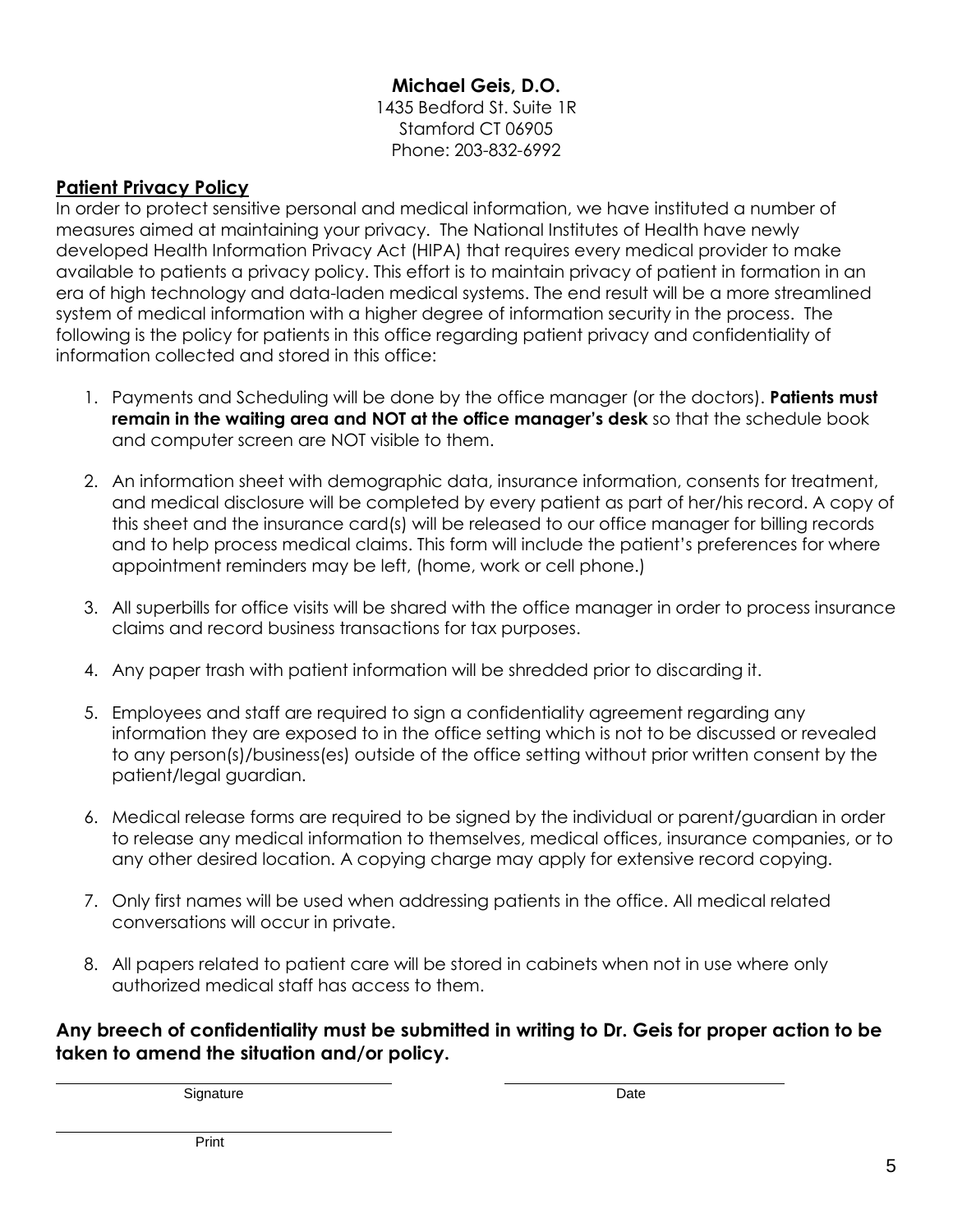**Michael Geis, D.O.**
1435 Bedford St. Suite 1R
Stamford CT 06905
Phone: 203-832-6992

## Patient Privacy Policy

In order to protect sensitive personal and medical information, we have instituted a number of measures aimed at maintaining your privacy. The National Institutes of Health have newly developed Health Information Privacy Act (HIPA) that requires every medical provider to make available to patients a privacy policy. This effort is to maintain privacy of patient in formation in an era of high technology and data-laden medical systems. The end result will be a more streamlined system of medical information with a higher degree of information security in the process. The following is the policy for patients in this office regarding patient privacy and confidentiality of information collected and stored in this office:

1. Payments and Scheduling will be done by the office manager (or the doctors). **Patients must remain in the waiting area and NOT at the office manager's desk** so that the schedule book and computer screen are NOT visible to them.

2. An information sheet with demographic data, insurance information, consents for treatment, and medical disclosure will be completed by every patient as part of her/his record. A copy of this sheet and the insurance card(s) will be released to our office manager for billing records and to help process medical claims. This form will include the patient's preferences for where appointment reminders may be left, (home, work or cell phone.)

3. All superbills for office visits will be shared with the office manager in order to process insurance claims and record business transactions for tax purposes.

4. Any paper trash with patient information will be shredded prior to discarding it.

5. Employees and staff are required to sign a confidentiality agreement regarding any information they are exposed to in the office setting which is not to be discussed or revealed to any person(s)/business(es) outside of the office setting without prior written consent by the patient/legal guardian.

6. Medical release forms are required to be signed by the individual or parent/guardian in order to release any medical information to themselves, medical offices, insurance companies, or to any other desired location. A copying charge may apply for extensive record copying.

7. Only first names will be used when addressing patients in the office. All medical related conversations will occur in private.

8. All papers related to patient care will be stored in cabinets when not in use where only authorized medical staff has access to them.

**Any breech of confidentiality must be submitted in writing to Dr. Geis for proper action to be taken to amend the situation and/or policy.**

_______________________________ Signature

_______________________________ Date

_______________________________ Print